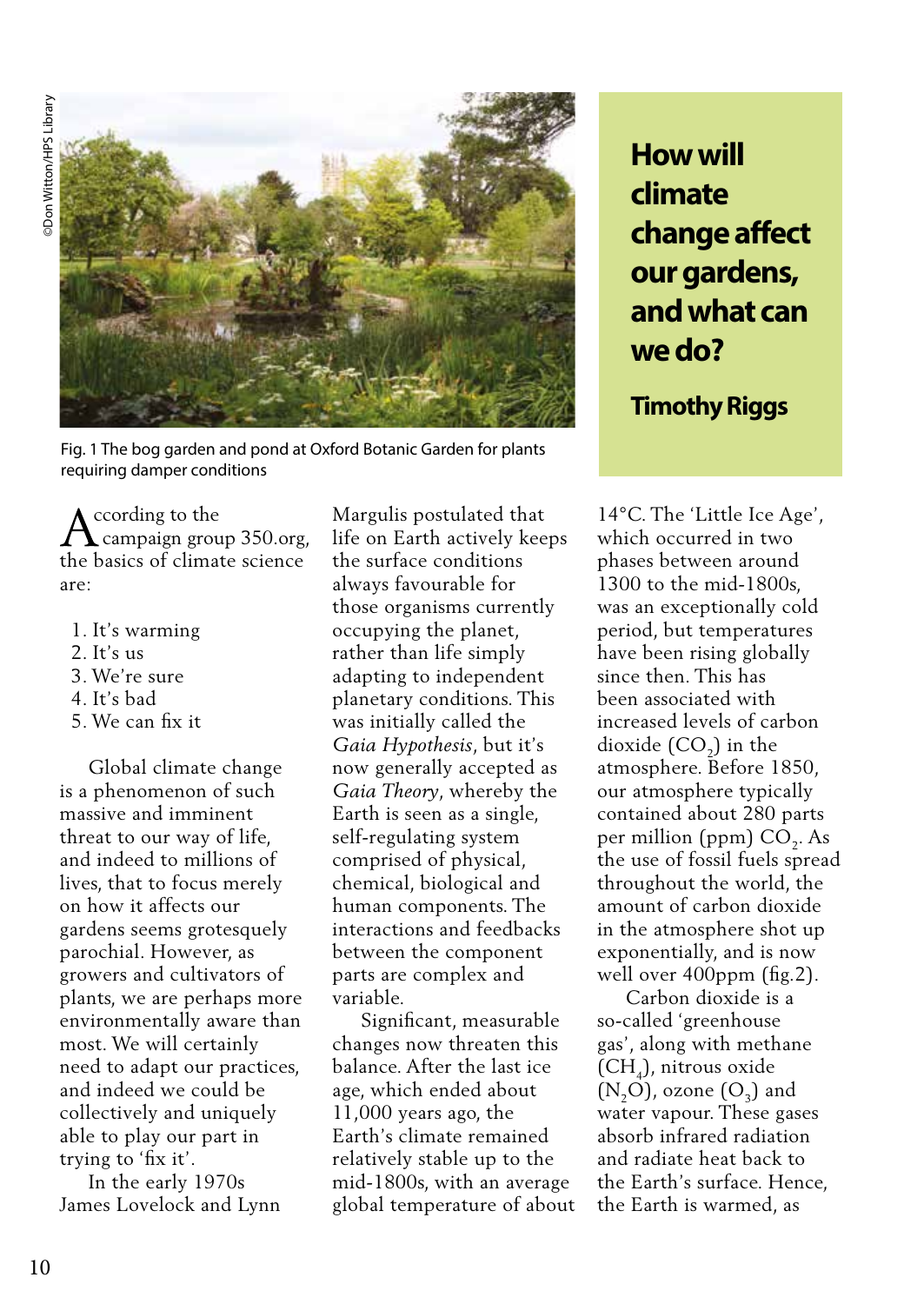# How will climate change affect our gardens, and what can we do?

**Timothy Riggs**

Fig. 1 The bog garden and pond at Oxford Botanic Garden for plants requiring damper conditions

According to the campaign group 350.org, the basics of climate science are:

1. It's warming
2. It's us
3. We're sure
4. It's bad
5. We can fix it

Global climate change is a phenomenon of such massive and imminent threat to our way of life, and indeed to millions of lives, that to focus merely on how it affects our gardens seems grotesquely parochial. However, as growers and cultivators of plants, we are perhaps more environmentally aware than most. We will certainly need to adapt our practices, and indeed we could be collectively and uniquely able to play our part in trying to 'fix it'.

In the early 1970s James Lovelock and Lynn Margulis postulated that life on Earth actively keeps the surface conditions always favourable for those organisms currently occupying the planet, rather than life simply adapting to independent planetary conditions. This was initially called the *Gaia Hypothesis*, but it's now generally accepted as *Gaia Theory*, whereby the Earth is seen as a single, self-regulating system comprised of physical, chemical, biological and human components. The interactions and feedbacks between the component parts are complex and variable.

Significant, measurable changes now threaten this balance. After the last ice age, which ended about 11,000 years ago, the Earth's climate remained relatively stable up to the mid-1800s, with an average global temperature of about 14°C. The 'Little Ice Age', which occurred in two phases between around 1300 to the mid-1800s, was an exceptionally cold period, but temperatures have been rising globally since then. This has been associated with increased levels of carbon dioxide ($CO_2$) in the atmosphere. Before 1850, our atmosphere typically contained about 280 parts per million (ppm) $CO_2$. As the use of fossil fuels spread throughout the world, the amount of carbon dioxide in the atmosphere shot up exponentially, and is now well over 400ppm (fig.2).

Carbon dioxide is a so-called 'greenhouse gas', along with methane ($CH_4$), nitrous oxide ($N_2O$), ozone ($O_3$) and water vapour. These gases absorb infrared radiation and radiate heat back to the Earth's surface. Hence, the Earth is warmed, as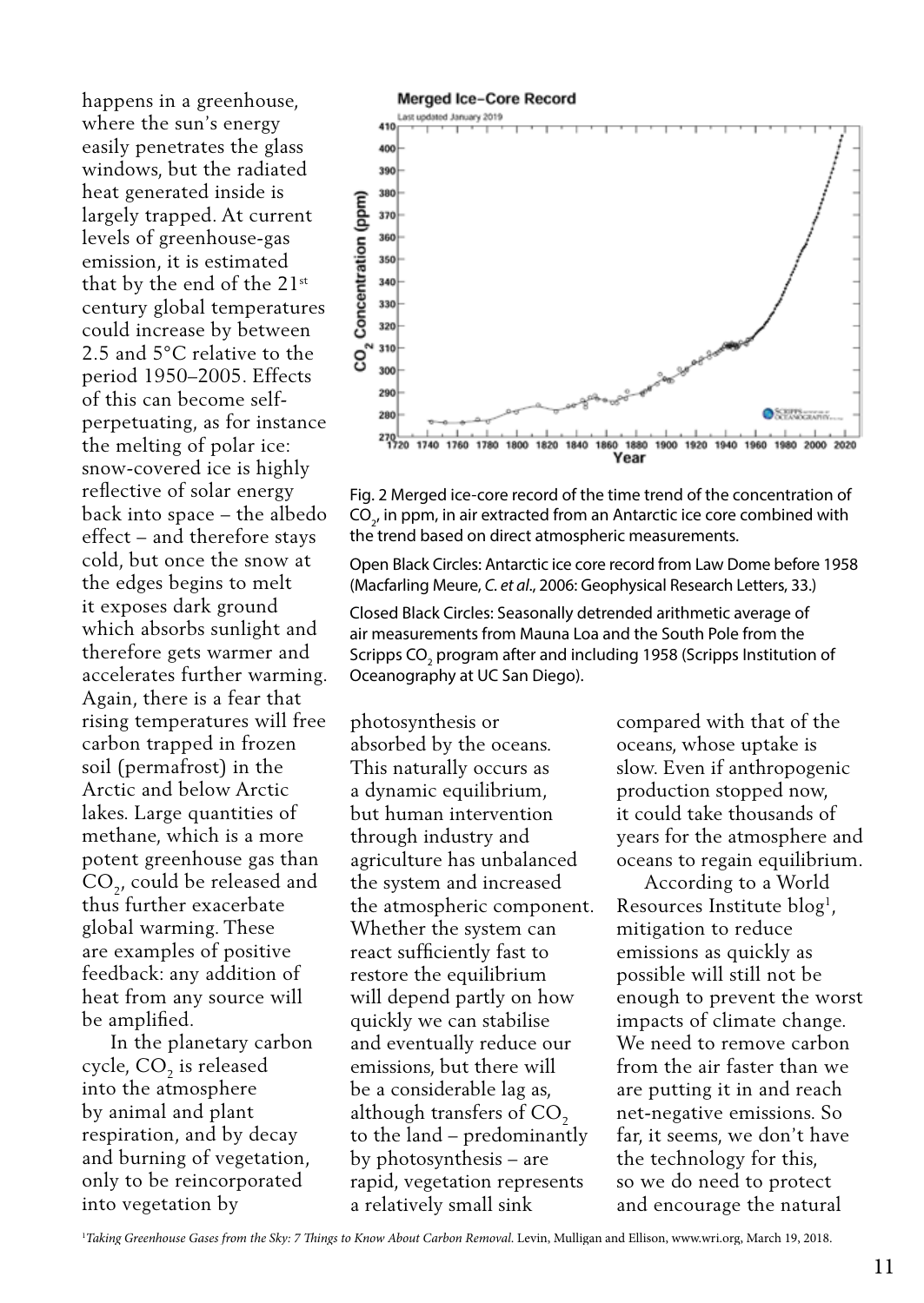happens in a greenhouse, where the sun's energy easily penetrates the glass windows, but the radiated heat generated inside is largely trapped. At current levels of greenhouse-gas emission, it is estimated that by the end of the 21st century global temperatures could increase by between 2.5 and 5°C relative to the period 1950–2005. Effects of this can become self-perpetuating, as for instance the melting of polar ice: snow-covered ice is highly reflective of solar energy back into space – the albedo effect – and therefore stays cold, but once the snow at the edges begins to melt it exposes dark ground which absorbs sunlight and therefore gets warmer and accelerates further warming. Again, there is a fear that rising temperatures will free carbon trapped in frozen soil (permafrost) in the Arctic and below Arctic lakes. Large quantities of methane, which is a more potent greenhouse gas than $CO_2$, could be released and thus further exacerbate global warming. These are examples of positive feedback: any addition of heat from any source will be amplified.

Fig. 2 Merged ice-core record of the time trend of the concentration of $CO_2$, in ppm, in air extracted from an Antarctic ice core combined with the trend based on direct atmospheric measurements.

Open Black Circles: Antarctic ice core record from Law Dome before 1958 (Macfarling Meure, *C. et al*., 2006: Geophysical Research Letters, 33.)

Closed Black Circles: Seasonally detrended arithmetic average of air measurements from Mauna Loa and the South Pole from the Scripps $CO_2$ program after and including 1958 (Scripps Institution of Oceanography at UC San Diego).

In the planetary carbon cycle, $CO_2$ is released into the atmosphere by animal and plant respiration, and by decay and burning of vegetation, only to be reincorporated into vegetation by photosynthesis or absorbed by the oceans. This naturally occurs as a dynamic equilibrium, but human intervention through industry and agriculture has unbalanced the system and increased the atmospheric component. Whether the system can react sufficiently fast to restore the equilibrium will depend partly on how quickly we can stabilise and eventually reduce our emissions, but there will be a considerable lag as, although transfers of $CO_2$ to the land – predominantly by photosynthesis – are rapid, vegetation represents a relatively small sink compared with that of the oceans, whose uptake is slow. Even if anthropogenic production stopped now, it could take thousands of years for the atmosphere and oceans to regain equilibrium.

According to a World Resources Institute blog[1], mitigation to reduce emissions as quickly as possible will still not be enough to prevent the worst impacts of climate change. We need to remove carbon from the air faster than we are putting it in and reach net-negative emissions. So far, it seems, we don't have the technology for this, so we do need to protect and encourage the natural

[1] *Taking Greenhouse Gases from the Sky: 7 Things to Know About Carbon Removal.* Levin, Mulligan and Ellison, www.wri.org, March 19, 2018.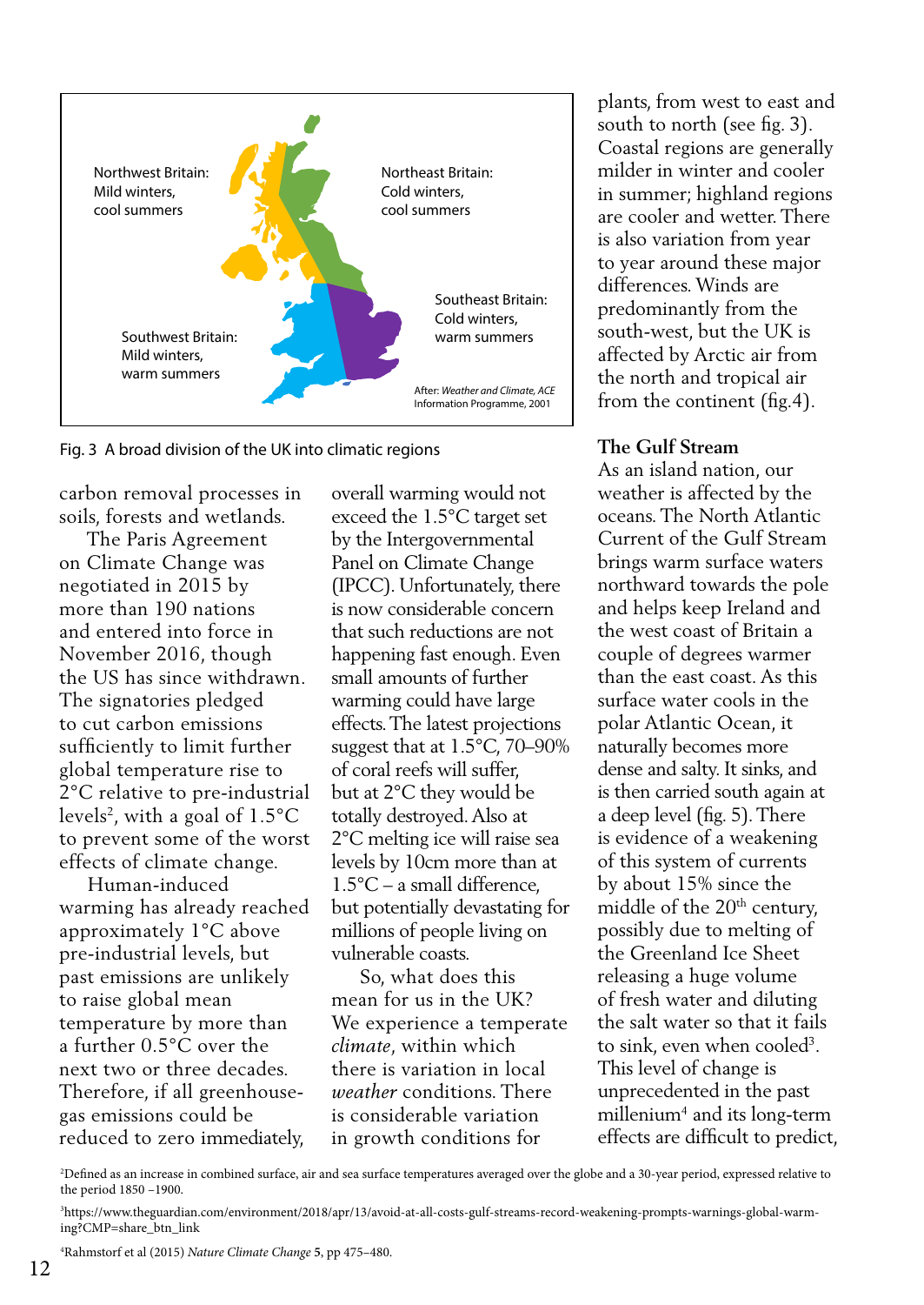Northwest Britain: Mild winters, cool summers

Northeast Britain: Cold winters, cool summers

Southeast Britain: Cold winters, warm summers

Southwest Britain: Mild winters, warm summers

After: *Weather and Climate*, ACE Information Programme, 2001

Fig. 3 A broad division of the UK into climatic regions

carbon removal processes in soils, forests and wetlands.

The Paris Agreement on Climate Change was negotiated in 2015 by more than 190 nations and entered into force in November 2016, though the US has since withdrawn. The signatories pledged to cut carbon emissions sufficiently to limit further global temperature rise to 2°C relative to pre-industrial levels[2], with a goal of 1.5°C to prevent some of the worst effects of climate change.

Human-induced warming has already reached approximately 1°C above pre-industrial levels, but past emissions are unlikely to raise global mean temperature by more than a further 0.5°C over the next two or three decades. Therefore, if all greenhouse-gas emissions could be reduced to zero immediately, overall warming would not exceed the 1.5°C target set by the Intergovernmental Panel on Climate Change (IPCC). Unfortunately, there is now considerable concern that such reductions are not happening fast enough. Even small amounts of further warming could have large effects. The latest projections suggest that at 1.5°C, 70–90% of coral reefs will suffer, but at 2°C they would be totally destroyed. Also at 2°C melting ice will raise sea levels by 10cm more than at 1.5°C – a small difference, but potentially devastating for millions of people living on vulnerable coasts.

So, what does this mean for us in the UK? We experience a temperate *climate*, within which there is variation in local *weather* conditions. There is considerable variation in growth conditions for plants, from west to east and south to north (see fig. 3). Coastal regions are generally milder in winter and cooler in summer; highland regions are cooler and wetter. There is also variation from year to year around these major differences. Winds are predominantly from the south-west, but the UK is affected by Arctic air from the north and tropical air from the continent (fig.4).

## The Gulf Stream

As an island nation, our weather is affected by the oceans. The North Atlantic Current of the Gulf Stream brings warm surface waters northward towards the pole and helps keep Ireland and the west coast of Britain a couple of degrees warmer than the east coast. As this surface water cools in the polar Atlantic Ocean, it naturally becomes more dense and salty. It sinks, and is then carried south again at a deep level (fig. 5). There is evidence of a weakening of this system of currents by about 15% since the middle of the 20th century, possibly due to melting of the Greenland Ice Sheet releasing a huge volume of fresh water and diluting the salt water so that it fails to sink, even when cooled[3]. This level of change is unprecedented in the past millenium[4] and its long-term effects are difficult to predict,

[2] Defined as an increase in combined surface, air and sea surface temperatures averaged over the globe and a 30-year period, expressed relative to the period 1850 –1900.

[3] https://www.theguardian.com/environment/2018/apr/13/avoid-at-all-costs-gulf-streams-record-weakening-prompts-warnings-global-warming?CMP=share_btn_link

[4] Rahmstorf et al (2015) *Nature Climate Change* **5**, pp 475–480.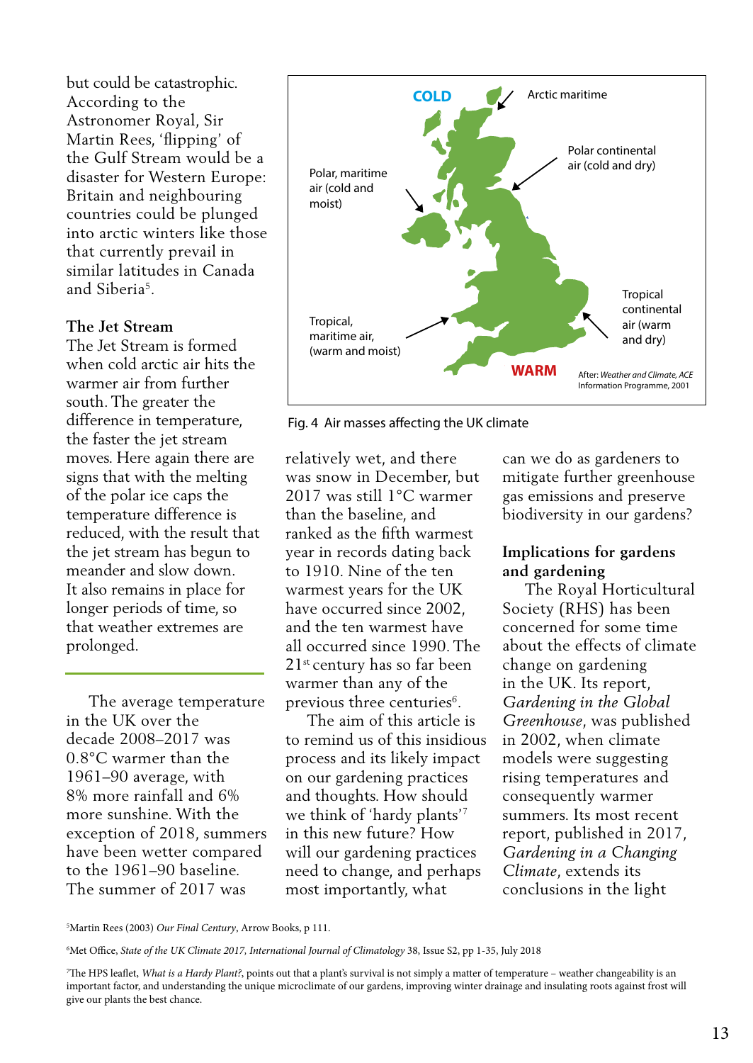but could be catastrophic. According to the Astronomer Royal, Sir Martin Rees, 'flipping' of the Gulf Stream would be a disaster for Western Europe: Britain and neighbouring countries could be plunged into arctic winters like those that currently prevail in similar latitudes in Canada and Siberia[5].

**The Jet Stream**

The Jet Stream is formed when cold arctic air hits the warmer air from further south. The greater the difference in temperature, the faster the jet stream moves. Here again there are signs that with the melting of the polar ice caps the temperature difference is reduced, with the result that the jet stream has begun to meander and slow down. It also remains in place for longer periods of time, so that weather extremes are prolonged.

---

The average temperature in the UK over the decade 2008–2017 was 0.8°C warmer than the 1961–90 average, with 8% more rainfall and 6% more sunshine. With the exception of 2018, summers have been wetter compared to the 1961–90 baseline. The summer of 2017 was relatively wet, and there was snow in December, but 2017 was still 1°C warmer than the baseline, and ranked as the fifth warmest year in records dating back to 1910. Nine of the ten warmest years for the UK have occurred since 2002, and the ten warmest have all occurred since 1990. The 21st century has so far been warmer than any of the previous three centuries[6].

The aim of this article is to remind us of this insidious process and its likely impact on our gardening practices and thoughts. How should we think of 'hardy plants'[7] in this new future? How will our gardening practices need to change, and perhaps most importantly, what can we do as gardeners to mitigate further greenhouse gas emissions and preserve biodiversity in our gardens?

COLD

Arctic maritime

Polar continental air (cold and dry)

Polar, maritime air (cold and moist)

Tropical continental air (warm and dry)

Tropical, maritime air, (warm and moist)

WARM

After: *Weather and Climate*, ACE Information Programme, 2001

Fig. 4 Air masses affecting the UK climate

**Implications for gardens and gardening**

The Royal Horticultural Society (RHS) has been concerned for some time about the effects of climate change on gardening in the UK. Its report, *Gardening in the Global Greenhouse*, was published in 2002, when climate models were suggesting rising temperatures and consequently warmer summers. Its most recent report, published in 2017, *Gardening in a Changing Climate*, extends its conclusions in the light

---

[5]Martin Rees (2003) *Our Final Century*, Arrow Books, p 111.

[6]Met Office, *State of the UK Climate 2017, International Journal of Climatology* 38, Issue S2, pp 1-35, July 2018

[7]The HPS leaflet, *What is a Hardy Plant?*, points out that a plant's survival is not simply a matter of temperature – weather changeability is an important factor, and understanding the unique microclimate of our gardens, improving winter drainage and insulating roots against frost will give our plants the best chance.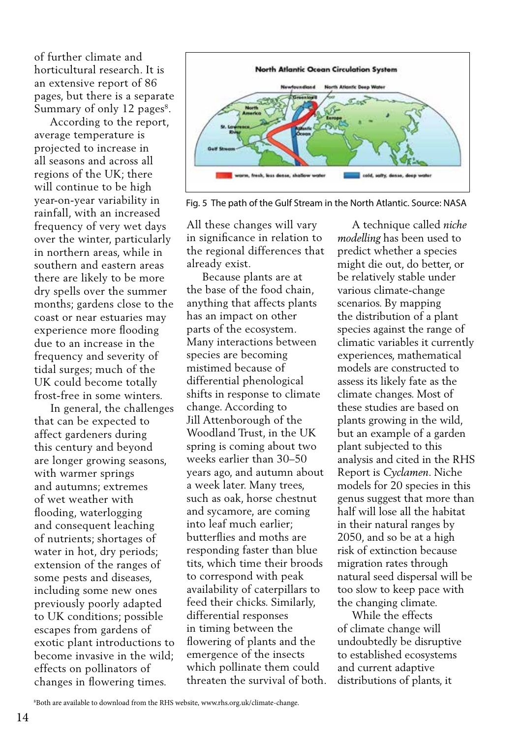of further climate and horticultural research. It is an extensive report of 86 pages, but there is a separate Summary of only 12 pages[8].

According to the report, average temperature is projected to increase in all seasons and across all regions of the UK; there will continue to be high year-on-year variability in rainfall, with an increased frequency of very wet days over the winter, particularly in northern areas, while in southern and eastern areas there are likely to be more dry spells over the summer months; gardens close to the coast or near estuaries may experience more flooding due to an increase in the frequency and severity of tidal surges; much of the UK could become totally frost-free in some winters.

In general, the challenges that can be expected to affect gardeners during this century and beyond are longer growing seasons, with warmer springs and autumns; extremes of wet weather with flooding, waterlogging and consequent leaching of nutrients; shortages of water in hot, dry periods; extension of the ranges of some pests and diseases, including some new ones previously poorly adapted to UK conditions; possible escapes from gardens of exotic plant introductions to become invasive in the wild; effects on pollinators of changes in flowering times.

Fig. 5 The path of the Gulf Stream in the North Atlantic. Source: NASA

All these changes will vary in significance in relation to the regional differences that already exist.

Because plants are at the base of the food chain, anything that affects plants has an impact on other parts of the ecosystem. Many interactions between species are becoming mistimed because of differential phenological shifts in response to climate change. According to Jill Attenborough of the Woodland Trust, in the UK spring is coming about two weeks earlier than 30–50 years ago, and autumn about a week later. Many trees, such as oak, horse chestnut and sycamore, are coming into leaf much earlier; butterflies and moths are responding faster than blue tits, which time their broods to correspond with peak availability of caterpillars to feed their chicks. Similarly, differential responses in timing between the flowering of plants and the emergence of the insects which pollinate them could threaten the survival of both.

A technique called *niche modelling* has been used to predict whether a species might die out, do better, or be relatively stable under various climate-change scenarios. By mapping the distribution of a plant species against the range of climatic variables it currently experiences, mathematical models are constructed to assess its likely fate as the climate changes. Most of these studies are based on plants growing in the wild, but an example of a garden plant subjected to this analysis and cited in the RHS Report is *Cyclamen*. Niche models for 20 species in this genus suggest that more than half will lose all the habitat in their natural ranges by 2050, and so be at a high risk of extinction because migration rates through natural seed dispersal will be too slow to keep pace with the changing climate.

While the effects of climate change will undoubtedly be disruptive to established ecosystems and current adaptive distributions of plants, it

[8]Both are available to download from the RHS website, www.rhs.org.uk/climate-change.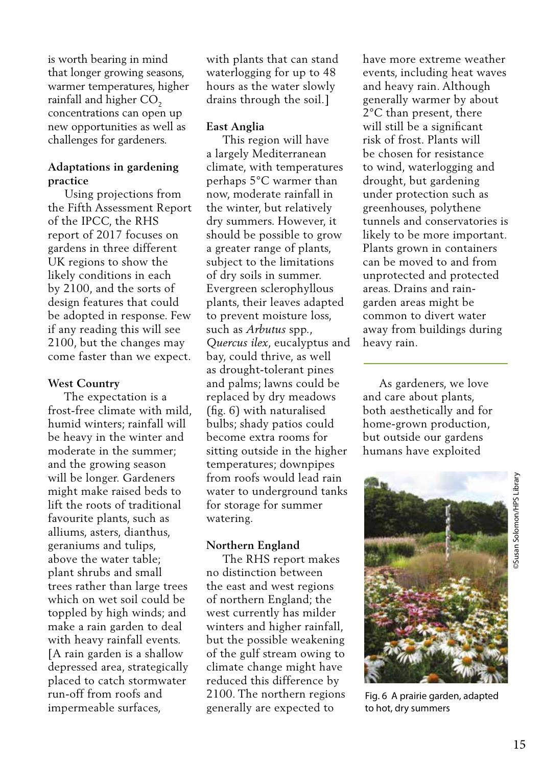is worth bearing in mind that longer growing seasons, warmer temperatures, higher rainfall and higher $CO_2$ concentrations can open up new opportunities as well as challenges for gardeners.

**Adaptations in gardening practice**

Using projections from the Fifth Assessment Report of the IPCC, the RHS report of 2017 focuses on gardens in three different UK regions to show the likely conditions in each by 2100, and the sorts of design features that could be adopted in response. Few if any reading this will see 2100, but the changes may come faster than we expect.

**West Country**

The expectation is a frost-free climate with mild, humid winters; rainfall will be heavy in the winter and moderate in the summer; and the growing season will be longer. Gardeners might make raised beds to lift the roots of traditional favourite plants, such as alliums, asters, dianthus, geraniums and tulips, above the water table; plant shrubs and small trees rather than large trees which on wet soil could be toppled by high winds; and make a rain garden to deal with heavy rainfall events. [A rain garden is a shallow depressed area, strategically placed to catch stormwater run-off from roofs and impermeable surfaces, with plants that can stand waterlogging for up to 48 hours as the water slowly drains through the soil.]

**East Anglia**

This region will have a largely Mediterranean climate, with temperatures perhaps 5°C warmer than now, moderate rainfall in the winter, but relatively dry summers. However, it should be possible to grow a greater range of plants, subject to the limitations of dry soils in summer. Evergreen sclerophyllous plants, their leaves adapted to prevent moisture loss, such as *Arbutus* spp., *Quercus ilex*, eucalyptus and bay, could thrive, as well as drought-tolerant pines and palms; lawns could be replaced by dry meadows (fig. 6) with naturalised bulbs; shady patios could become extra rooms for sitting outside in the higher temperatures; downpipes from roofs would lead rain water to underground tanks for storage for summer watering.

**Northern England**

The RHS report makes no distinction between the east and west regions of northern England; the west currently has milder winters and higher rainfall, but the possible weakening of the gulf stream owing to climate change might have reduced this difference by 2100. The northern regions generally are expected to have more extreme weather events, including heat waves and heavy rain. Although generally warmer by about 2°C than present, there will still be a significant risk of frost. Plants will be chosen for resistance to wind, waterlogging and drought, but gardening under protection such as greenhouses, polythene tunnels and conservatories is likely to be more important. Plants grown in containers can be moved to and from unprotected and protected areas. Drains and rain-garden areas might be common to divert water away from buildings during heavy rain.

---

As gardeners, we love and care about plants, both aesthetically and for home-grown production, but outside our gardens humans have exploited

©Susan Solomon/HPS Library

Fig. 6 A prairie garden, adapted to hot, dry summers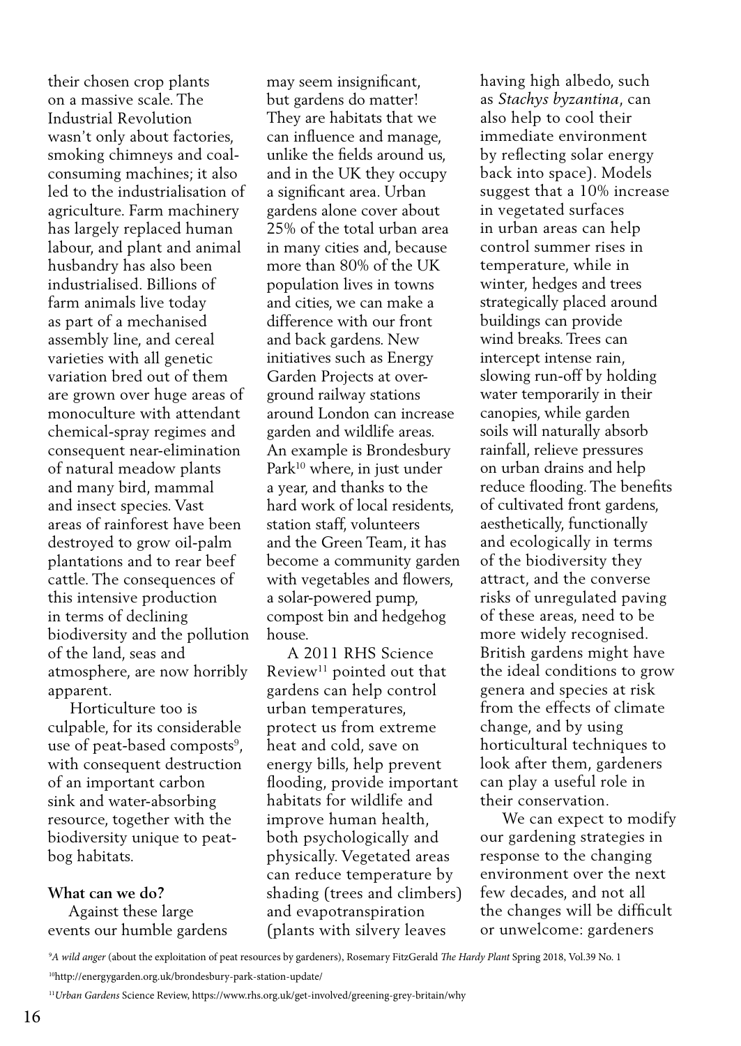their chosen crop plants on a massive scale. The Industrial Revolution wasn't only about factories, smoking chimneys and coal-consuming machines; it also led to the industrialisation of agriculture. Farm machinery has largely replaced human labour, and plant and animal husbandry has also been industrialised. Billions of farm animals live today as part of a mechanised assembly line, and cereal varieties with all genetic variation bred out of them are grown over huge areas of monoculture with attendant chemical-spray regimes and consequent near-elimination of natural meadow plants and many bird, mammal and insect species. Vast areas of rainforest have been destroyed to grow oil-palm plantations and to rear beef cattle. The consequences of this intensive production in terms of declining biodiversity and the pollution of the land, seas and atmosphere, are now horribly apparent.

Horticulture too is culpable, for its considerable use of peat-based composts[9], with consequent destruction of an important carbon sink and water-absorbing resource, together with the biodiversity unique to peat-bog habitats.

**What can we do?**

Against these large events our humble gardens may seem insignificant, but gardens do matter! They are habitats that we can influence and manage, unlike the fields around us, and in the UK they occupy a significant area. Urban gardens alone cover about 25% of the total urban area in many cities and, because more than 80% of the UK population lives in towns and cities, we can make a difference with our front and back gardens. New initiatives such as Energy Garden Projects at over-ground railway stations around London can increase garden and wildlife areas. An example is Brondesbury Park[10] where, in just under a year, and thanks to the hard work of local residents, station staff, volunteers and the Green Team, it has become a community garden with vegetables and flowers, a solar-powered pump, compost bin and hedgehog house.

A 2011 RHS Science Review[11] pointed out that gardens can help control urban temperatures, protect us from extreme heat and cold, save on energy bills, help prevent flooding, provide important habitats for wildlife and improve human health, both psychologically and physically. Vegetated areas can reduce temperature by shading (trees and climbers) and evapotranspiration (plants with silvery leaves having high albedo, such as *Stachys byzantina*, can also help to cool their immediate environment by reflecting solar energy back into space). Models suggest that a 10% increase in vegetated surfaces in urban areas can help control summer rises in temperature, while in winter, hedges and trees strategically placed around buildings can provide wind breaks. Trees can intercept intense rain, slowing run-off by holding water temporarily in their canopies, while garden soils will naturally absorb rainfall, relieve pressures on urban drains and help reduce flooding. The benefits of cultivated front gardens, aesthetically, functionally and ecologically in terms of the biodiversity they attract, and the converse risks of unregulated paving of these areas, need to be more widely recognised. British gardens might have the ideal conditions to grow genera and species at risk from the effects of climate change, and by using horticultural techniques to look after them, gardeners can play a useful role in their conservation.

We can expect to modify our gardening strategies in response to the changing environment over the next few decades, and not all the changes will be difficult or unwelcome: gardeners

---

[9] *A wild anger* (about the exploitation of peat resources by gardeners), Rosemary FitzGerald *The Hardy Plant* Spring 2018, Vol.39 No. 1

[10] http://energygarden.org.uk/brondesbury-park-station-update/

[11] *Urban Gardens* Science Review, https://www.rhs.org.uk/get-involved/greening-grey-britain/why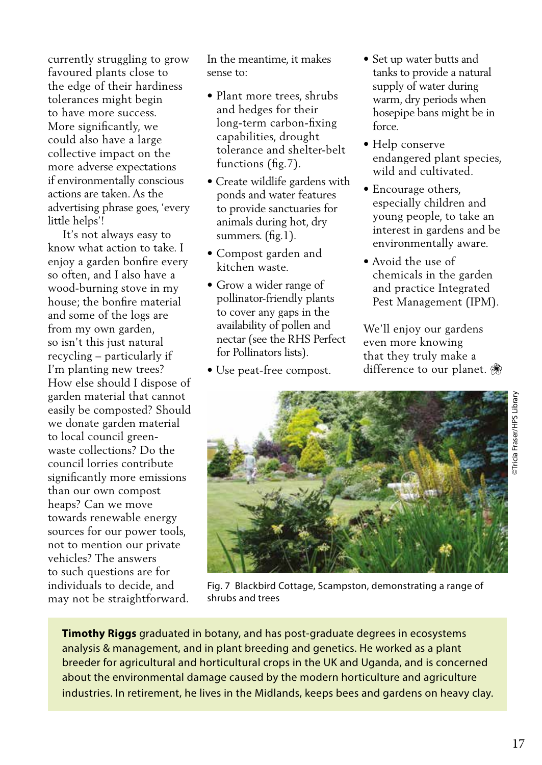currently struggling to grow favoured plants close to the edge of their hardiness tolerances might begin to have more success. More significantly, we could also have a large collective impact on the more adverse expectations if environmentally conscious actions are taken. As the advertising phrase goes, 'every little helps'!

It's not always easy to know what action to take. I enjoy a garden bonfire every so often, and I also have a wood-burning stove in my house; the bonfire material and some of the logs are from my own garden, so isn't this just natural recycling – particularly if I'm planting new trees? How else should I dispose of garden material that cannot easily be composted? Should we donate garden material to local council green-waste collections? Do the council lorries contribute significantly more emissions than our own compost heaps? Can we move towards renewable energy sources for our power tools, not to mention our private vehicles? The answers to such questions are for individuals to decide, and may not be straightforward.

In the meantime, it makes sense to:

- Plant more trees, shrubs and hedges for their long-term carbon-fixing capabilities, drought tolerance and shelter-belt functions (fig.7).
- Create wildlife gardens with ponds and water features to provide sanctuaries for animals during hot, dry summers. (fig.1).
- Compost garden and kitchen waste.
- Grow a wider range of pollinator-friendly plants to cover any gaps in the availability of pollen and nectar (see the RHS Perfect for Pollinators lists).
- Use peat-free compost.
- Set up water butts and tanks to provide a natural supply of water during warm, dry periods when hosepipe bans might be in force.
- Help conserve endangered plant species, wild and cultivated.
- Encourage others, especially children and young people, to take an interest in gardens and be environmentally aware.
- Avoid the use of chemicals in the garden and practice Integrated Pest Management (IPM).

We'll enjoy our gardens even more knowing that they truly make a difference to our planet.

©Tricia Fraser/HPS Library

Fig. 7 Blackbird Cottage, Scampston, demonstrating a range of shrubs and trees

**Timothy Riggs** graduated in botany, and has post-graduate degrees in ecosystems analysis & management, and in plant breeding and genetics. He worked as a plant breeder for agricultural and horticultural crops in the UK and Uganda, and is concerned about the environmental damage caused by the modern horticulture and agriculture industries. In retirement, he lives in the Midlands, keeps bees and gardens on heavy clay.